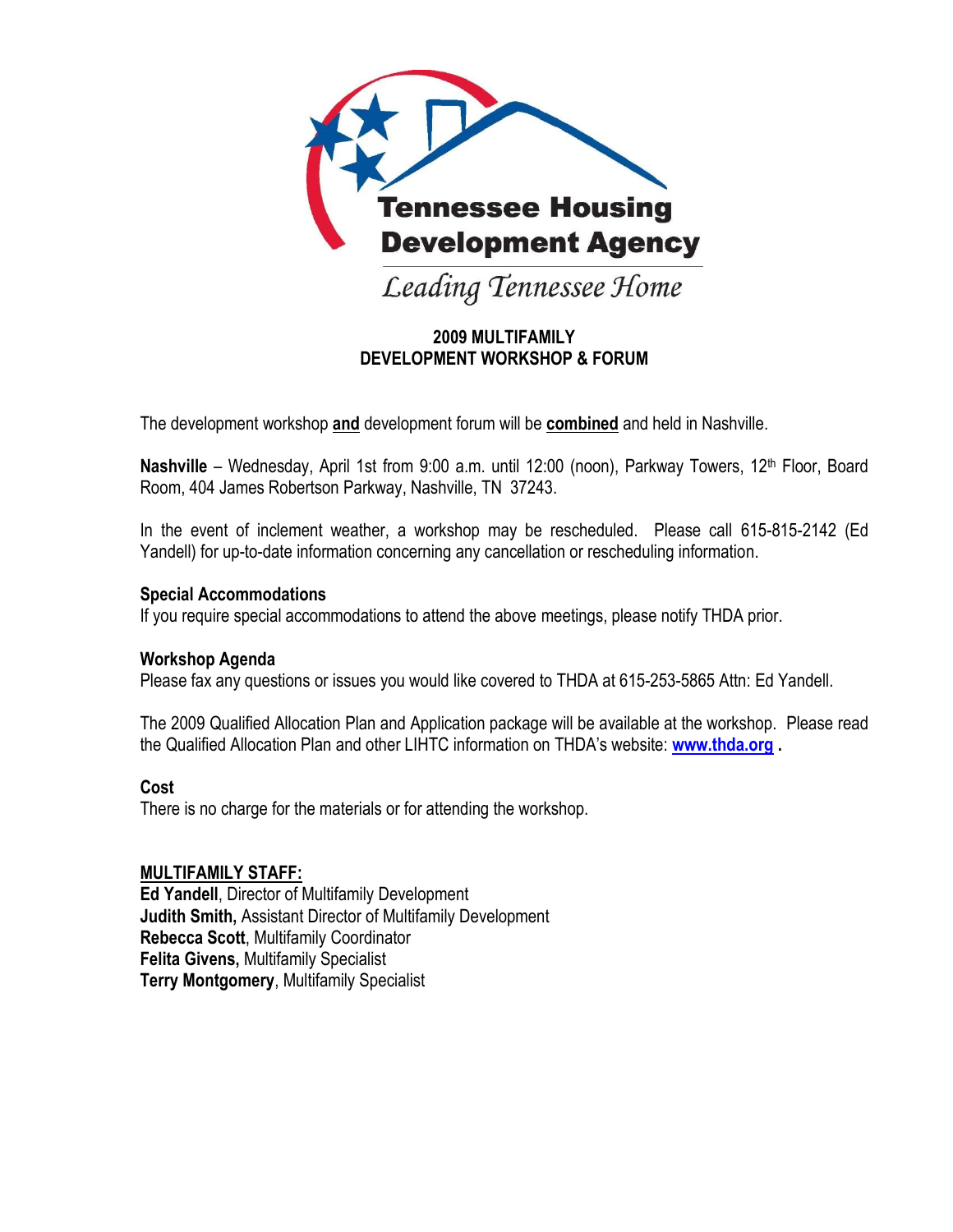Tennessee Housing Development Agency

*Leading Tennessee Home*

# 2009 MULTIFAMILY DEVELOPMENT WORKSHOP & FORUM

The development workshop **and** development forum will be **combined** and held in Nashville.

**Nashville** – Wednesday, April 1st from 9:00 a.m. until 12:00 (noon), Parkway Towers, 12th Floor, Board Room, 404 James Robertson Parkway, Nashville, TN 37243.

In the event of inclement weather, a workshop may be rescheduled. Please call 615-815-2142 (Ed Yandell) for up-to-date information concerning any cancellation or rescheduling information.

**Special Accommodations**
If you require special accommodations to attend the above meetings, please notify THDA prior.

**Workshop Agenda**
Please fax any questions or issues you would like covered to THDA at 615-253-5865 Attn: Ed Yandell.

The 2009 Qualified Allocation Plan and Application package will be available at the workshop. Please read the Qualified Allocation Plan and other LIHTC information on THDA's website: **www.thda.org** .

**Cost**
There is no charge for the materials or for attending the workshop.

**MULTIFAMILY STAFF:**
**Ed Yandell**, Director of Multifamily Development
**Judith Smith,** Assistant Director of Multifamily Development
**Rebecca Scott**, Multifamily Coordinator
**Felita Givens,** Multifamily Specialist
**Terry Montgomery**, Multifamily Specialist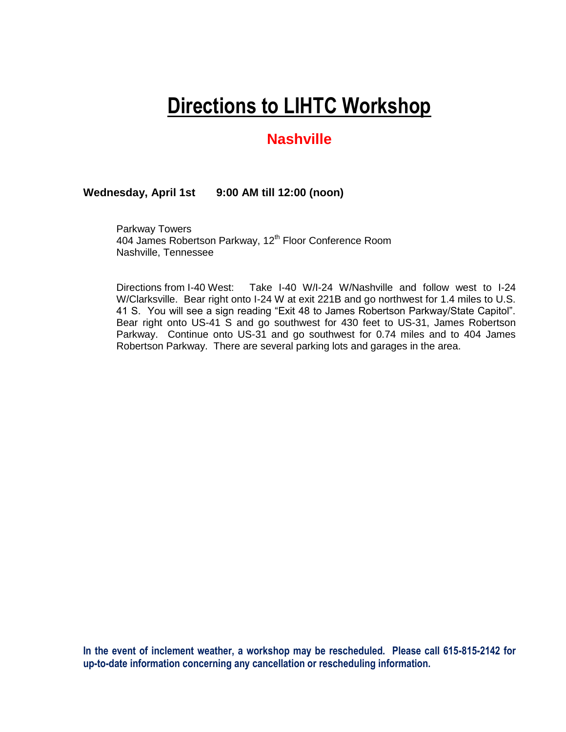# Directions to LIHTC Workshop

## Nashville

**Wednesday, April 1st 9:00 AM till 12:00 (noon)**

Parkway Towers
404 James Robertson Parkway, 12th Floor Conference Room
Nashville, Tennessee

Directions from I-40 West: Take I-40 W/I-24 W/Nashville and follow west to I-24 W/Clarksville. Bear right onto I-24 W at exit 221B and go northwest for 1.4 miles to U.S. 41 S. You will see a sign reading "Exit 48 to James Robertson Parkway/State Capitol". Bear right onto US-41 S and go southwest for 430 feet to US-31, James Robertson Parkway. Continue onto US-31 and go southwest for 0.74 miles and to 404 James Robertson Parkway. There are several parking lots and garages in the area.

**In the event of inclement weather, a workshop may be rescheduled. Please call 615-815-2142 for up-to-date information concerning any cancellation or rescheduling information.**